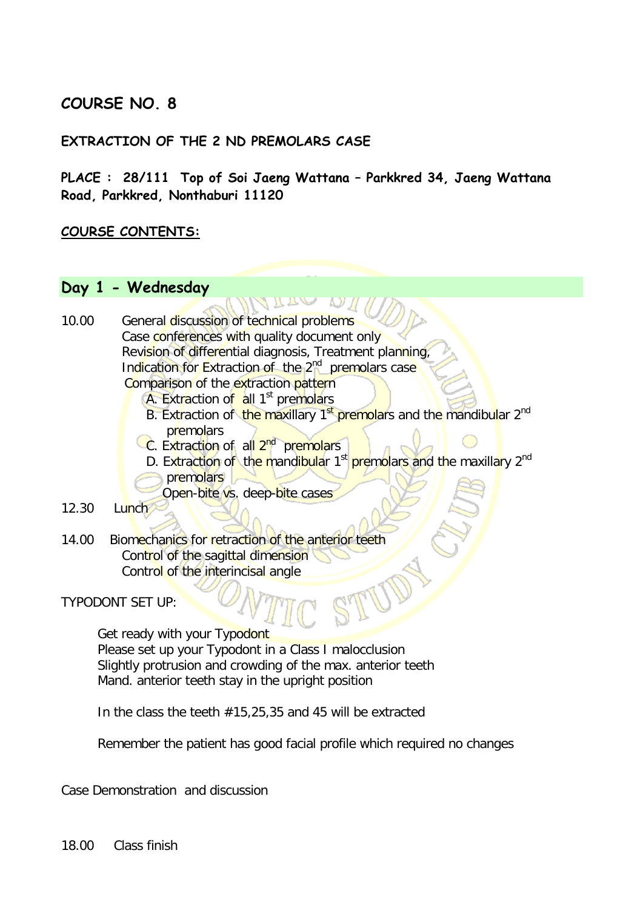# COURSE NO. 8

## EXTRACTION OF THE 2 ND PREMOLARS CASE

**PLACE : 28/111 Top of Soi Jaeng Wattana – Parkkred 34, Jaeng Wattana Road, Parkkred, Nonthaburi 11120**

**COURSE CONTENTS:**

## Day 1 - Wednesday

10.00 General discussion of technical problems
Case conferences with quality document only
Revision of differential diagnosis, Treatment planning,
Indication for Extraction of the 2nd premolars case
Comparison of the extraction pattern

- A. Extraction of all 1st premolars
- B. Extraction of the maxillary 1st premolars and the mandibular 2nd premolars
- C. Extraction of all 2nd premolars
- D. Extraction of the mandibular 1st premolars and the maxillary 2nd premolars

Open-bite vs. deep-bite cases

12.30 Lunch

14.00 Biomechanics for retraction of the anterior teeth
Control of the sagittal dimension
Control of the interincisal angle

TYPODONT SET UP:

Get ready with your Typodont
Please set up your Typodont in a Class I malocclusion
Slightly protrusion and crowding of the max. anterior teeth
Mand. anterior teeth stay in the upright position

In the class the teeth #15,25,35 and 45 will be extracted

Remember the patient has good facial profile which required no changes

Case Demonstration and discussion

18.00 Class finish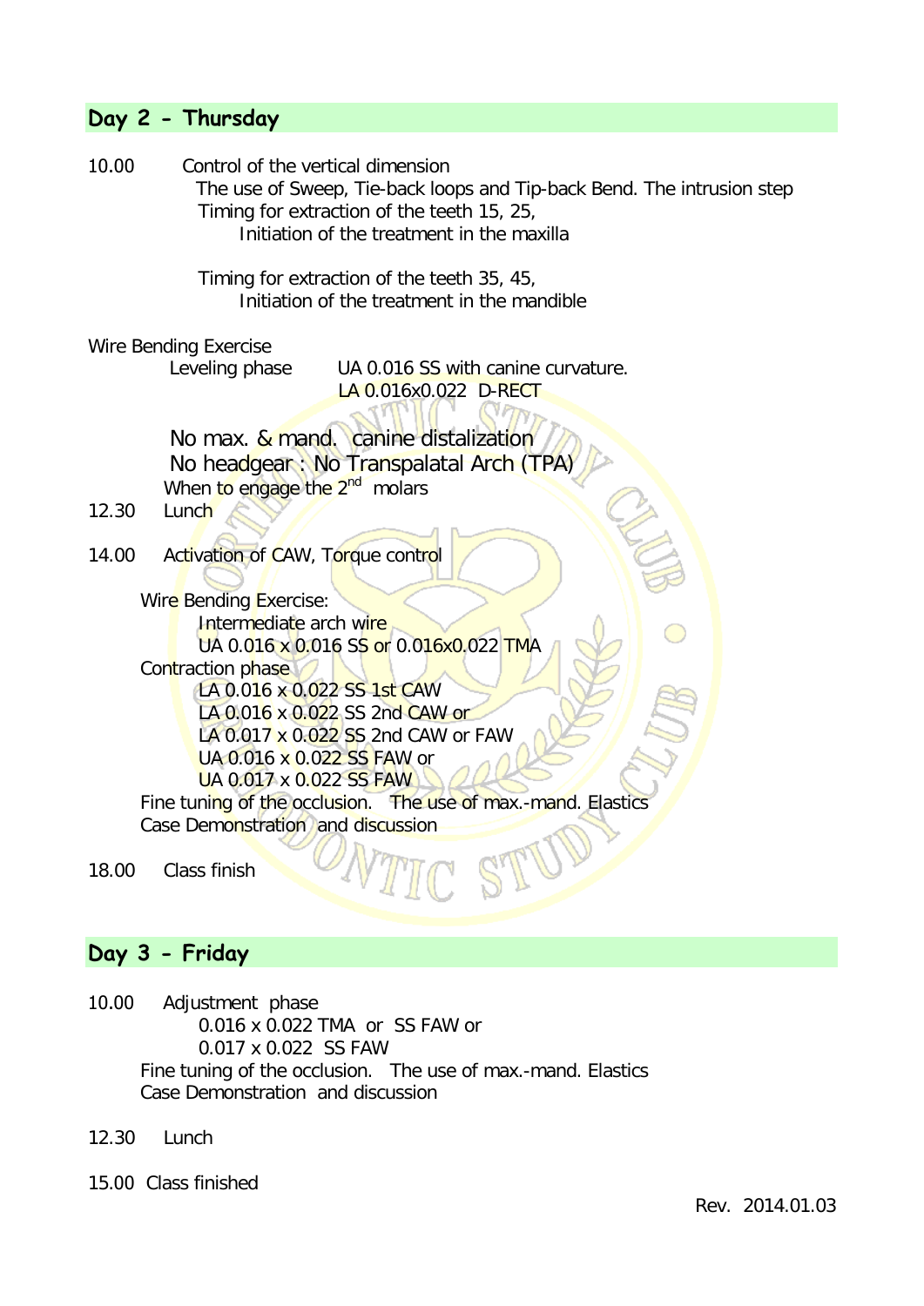## Day 2 - Thursday

10.00 Control of the vertical dimension

The use of Sweep, Tie-back loops and Tip-back Bend. The intrusion step

Timing for extraction of the teeth 15, 25,

Initiation of the treatment in the maxilla

Timing for extraction of the teeth 35, 45,

Initiation of the treatment in the mandible

Wire Bending Exercise

Leveling phase UA 0.016 SS with canine curvature.

LA 0.016x0.022 D-RECT

No max. & mand. canine distalization

No headgear : No Transpalatal Arch (TPA)

When to engage the 2nd molars

12.30 Lunch

14.00 Activation of CAW, Torque control

Wire Bending Exercise:

Intermediate arch wire

UA 0.016 x 0.016 SS or 0.016x0.022 TMA

Contraction phase

LA 0.016 x 0.022 SS 1st CAW

LA 0.016 x 0.022 SS 2nd CAW or

LA 0.017 x 0.022 SS 2nd CAW or FAW

UA 0.016 x 0.022 SS FAW or

UA 0.017 x 0.022 SS FAW

Fine tuning of the occlusion. The use of max.-mand. Elastics

Case Demonstration and discussion

18.00 Class finish

## Day 3 - Friday

10.00 Adjustment phase

0.016 x 0.022 TMA or SS FAW or

0.017 x 0.022 SS FAW

Fine tuning of the occlusion. The use of max.-mand. Elastics

Case Demonstration and discussion

12.30 Lunch

15.00 Class finished

Rev. 2014.01.03